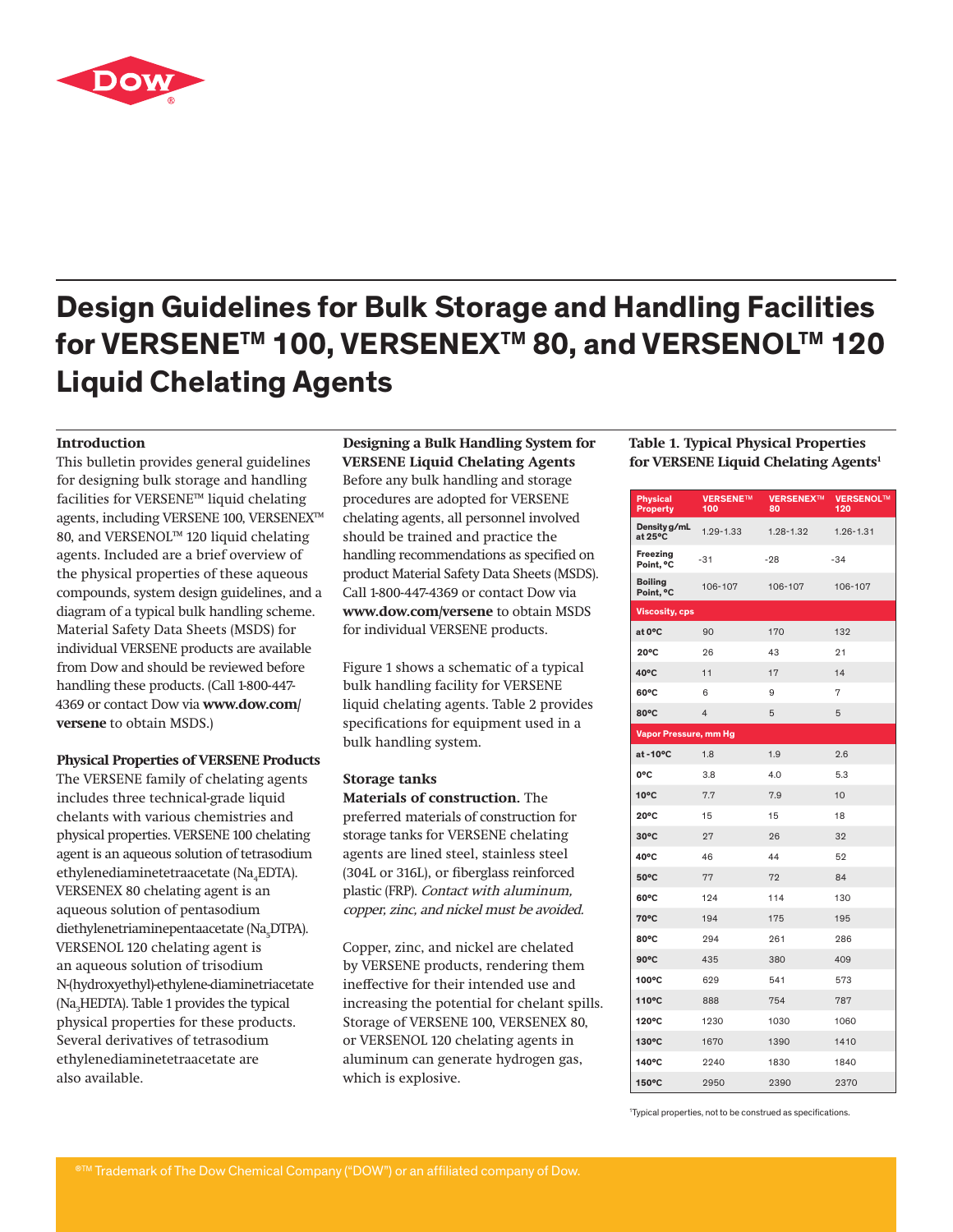# Design Guidelines for Bulk Storage and Handling Facilities for VERSENE™ 100, VERSENEX™ 80, and VERSENOL™ 120 Liquid Chelating Agents

### Introduction

This bulletin provides general guidelines for designing bulk storage and handling facilities for VERSENE™ liquid chelating agents, including VERSENE 100, VERSENEX™ 80, and VERSENOL™ 120 liquid chelating agents. Included are a brief overview of the physical properties of these aqueous compounds, system design guidelines, and a diagram of a typical bulk handling scheme. Material Safety Data Sheets (MSDS) for individual VERSENE products are available from Dow and should be reviewed before handling these products. (Call 1-800-447-4369 or contact Dow via **www.dow.com/versene** to obtain MSDS.)

### Physical Properties of VERSENE Products

The VERSENE family of chelating agents includes three technical-grade liquid chelants with various chemistries and physical properties. VERSENE 100 chelating agent is an aqueous solution of tetrasodium ethylenediaminetetraacetate ($Na_4EDTA$). VERSENEX 80 chelating agent is an aqueous solution of pentasodium diethylenetriaminepentaacetate ($Na_5DTPA$). VERSENOL 120 chelating agent is an aqueous solution of trisodium N-(hydroxyethyl)-ethylene-diaminetriacetate ($Na_3HEDTA$). Table 1 provides the typical physical properties for these products. Several derivatives of tetrasodium ethylenediaminetetraacetate are also available.

### Designing a Bulk Handling System for VERSENE Liquid Chelating Agents

Before any bulk handling and storage procedures are adopted for VERSENE chelating agents, all personnel involved should be trained and practice the handling recommendations as specified on product Material Safety Data Sheets (MSDS). Call 1-800-447-4369 or contact Dow via **www.dow.com/versene** to obtain MSDS for individual VERSENE products.

Figure 1 shows a schematic of a typical bulk handling facility for VERSENE liquid chelating agents. Table 2 provides specifications for equipment used in a bulk handling system.

### Storage tanks

**Materials of construction.** The preferred materials of construction for storage tanks for VERSENE chelating agents are lined steel, stainless steel (304L or 316L), or fiberglass reinforced plastic (FRP). *Contact with aluminum, copper, zinc, and nickel must be avoided.*

Copper, zinc, and nickel are chelated by VERSENE products, rendering them ineffective for their intended use and increasing the potential for chelant spills. Storage of VERSENE 100, VERSENEX 80, or VERSENOL 120 chelating agents in aluminum can generate hydrogen gas, which is explosive.

**Table 1. Typical Physical Properties for VERSENE Liquid Chelating Agents[1]**

| Physical Property | VERSENE™ 100 | VERSENEX™ 80 | VERSENOL™ 120 |
|---|---|---|---|
| Density g/mL at 25°C | 1.29-1.33 | 1.28-1.32 | 1.26-1.31 |
| Freezing Point, °C | -31 | -28 | -34 |
| Boiling Point, °C | 106-107 | 106-107 | 106-107 |
| **Viscosity, cps** | | | |
| at 0°C | 90 | 170 | 132 |
| 20°C | 26 | 43 | 21 |
| 40°C | 11 | 17 | 14 |
| 60°C | 6 | 9 | 7 |
| 80°C | 4 | 5 | 5 |
| **Vapor Pressure, mm Hg** | | | |
| at -10°C | 1.8 | 1.9 | 2.6 |
| 0°C | 3.8 | 4.0 | 5.3 |
| 10°C | 7.7 | 7.9 | 10 |
| 20°C | 15 | 15 | 18 |
| 30°C | 27 | 26 | 32 |
| 40°C | 46 | 44 | 52 |
| 50°C | 77 | 72 | 84 |
| 60°C | 124 | 114 | 130 |
| 70°C | 194 | 175 | 195 |
| 80°C | 294 | 261 | 286 |
| 90°C | 435 | 380 | 409 |
| 100°C | 629 | 541 | 573 |
| 110°C | 888 | 754 | 787 |
| 120°C | 1230 | 1030 | 1060 |
| 130°C | 1670 | 1390 | 1410 |
| 140°C | 2240 | 1830 | 1840 |
| 150°C | 2950 | 2390 | 2370 |

[1]Typical properties, not to be construed as specifications.

®™ Trademark of The Dow Chemical Company ("DOW") or an affiliated company of Dow.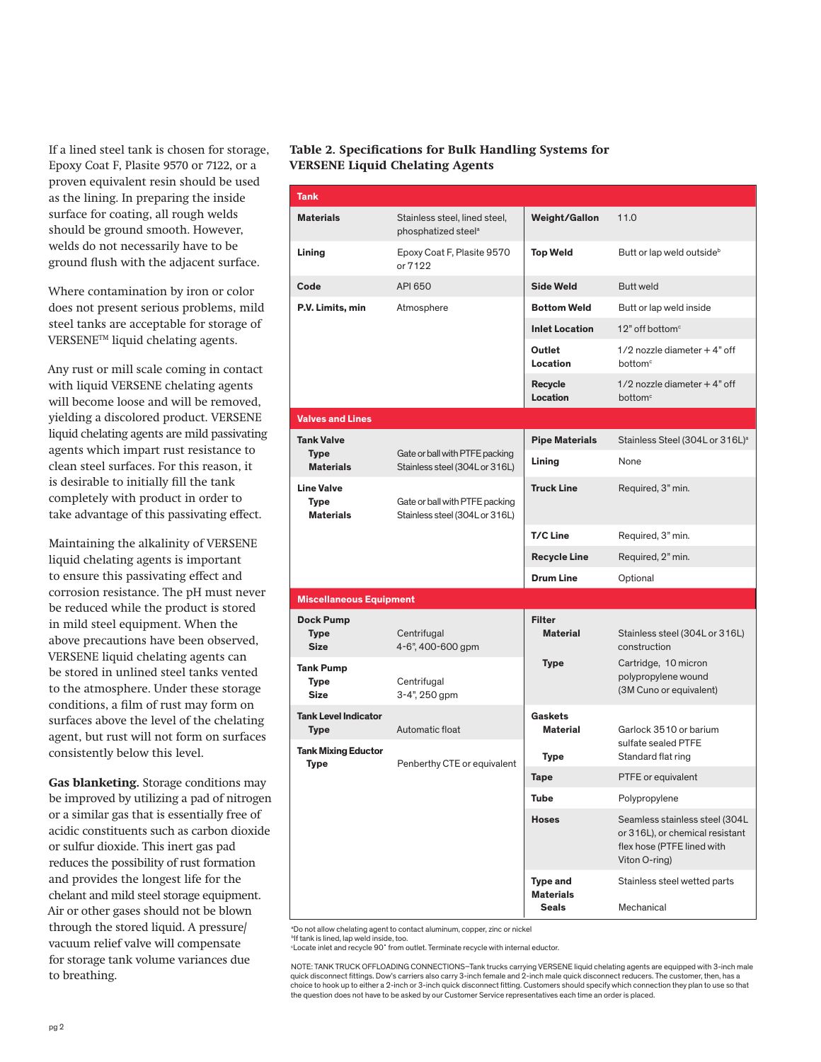If a lined steel tank is chosen for storage, Epoxy Coat F, Plasite 9570 or 7122, or a proven equivalent resin should be used as the lining. In preparing the inside surface for coating, all rough welds should be ground smooth. However, welds do not necessarily have to be ground flush with the adjacent surface.

Where contamination by iron or color does not present serious problems, mild steel tanks are acceptable for storage of VERSENE™ liquid chelating agents.

Any rust or mill scale coming in contact with liquid VERSENE chelating agents will become loose and will be removed, yielding a discolored product. VERSENE liquid chelating agents are mild passivating agents which impart rust resistance to clean steel surfaces. For this reason, it is desirable to initially fill the tank completely with product in order to take advantage of this passivating effect.

Maintaining the alkalinity of VERSENE liquid chelating agents is important to ensure this passivating effect and corrosion resistance. The pH must never be reduced while the product is stored in mild steel equipment. When the above precautions have been observed, VERSENE liquid chelating agents can be stored in unlined steel tanks vented to the atmosphere. Under these storage conditions, a film of rust may form on surfaces above the level of the chelating agent, but rust will not form on surfaces consistently below this level.

**Gas blanketing.** Storage conditions may be improved by utilizing a pad of nitrogen or a similar gas that is essentially free of acidic constituents such as carbon dioxide or sulfur dioxide. This inert gas pad reduces the possibility of rust formation and provides the longest life for the chelant and mild steel storage equipment. Air or other gases should not be blown through the stored liquid. A pressure/vacuum relief valve will compensate for storage tank volume variances due to breathing.

**Table 2. Specifications for Bulk Handling Systems for VERSENE Liquid Chelating Agents**

| **Tank** | | | |
|---|---|---|---|
| **Materials** | Stainless steel, lined steel, phosphatized steel[a] | **Weight/Gallon** | 11.0 |
| **Lining** | Epoxy Coat F, Plasite 9570 or 7122 | **Top Weld** | Butt or lap weld outside[b] |
| **Code** | API 650 | **Side Weld** | Butt weld |
| **P.V. Limits, min** | Atmosphere | **Bottom Weld** | Butt or lap weld inside |
| | | **Inlet Location** | 12" off bottom[c] |
| | | **Outlet Location** | 1/2 nozzle diameter + 4" off bottom[c] |
| | | **Recycle Location** | 1/2 nozzle diameter + 4" off bottom[c] |
| **Valves and Lines** | | | |
| **Tank Valve** Type / Materials | Gate or ball with PTFE packing / Stainless steel (304L or 316L) | **Pipe Materials** | Stainless Steel (304L or 316L)[a] |
| | | **Lining** | None |
| **Line Valve** Type / Materials | Gate or ball with PTFE packing / Stainless steel (304L or 316L) | **Truck Line** | Required, 3" min. |
| | | **T/C Line** | Required, 3" min. |
| | | **Recycle Line** | Required, 2" min. |
| | | **Drum Line** | Optional |
| **Miscellaneous Equipment** | | | |
| **Dock Pump** Type / Size | Centrifugal / 4-6", 400-600 gpm | **Filter** Material | Stainless steel (304L or 316L) construction |
| **Tank Pump** Type / Size | Centrifugal / 3-4", 250 gpm | Type | Cartridge, 10 micron polypropylene wound (3M Cuno or equivalent) |
| **Tank Level Indicator** Type | Automatic float | **Gaskets** Material | Garlock 3510 or barium sulfate sealed PTFE |
| **Tank Mixing Eductor** Type | Penberthy CTE or equivalent | Type | Standard flat ring |
| | | **Tape** | PTFE or equivalent |
| | | **Tube** | Polypropylene |
| | | **Hoses** | Seamless stainless steel (304L or 316L), or chemical resistant flex hose (PTFE lined with Viton O-ring) |
| | | **Type and Materials** | Stainless steel wetted parts |
| | | **Seals** | Mechanical |

[a]Do not allow chelating agent to contact aluminum, copper, zinc or nickel
[b]If tank is lined, lap weld inside, too.
[c]Locate inlet and recycle 90° from outlet. Terminate recycle with internal eductor.

NOTE: TANK TRUCK OFFLOADING CONNECTIONS–Tank trucks carrying VERSENE liquid chelating agents are equipped with 3-inch male quick disconnect fittings. Dow's carriers also carry 3-inch female and 2-inch male quick disconnect reducers. The customer, then, has a choice to hook up to either a 2-inch or 3-inch quick disconnect fitting. Customers should specify which connection they plan to use so that the question does not have to be asked by our Customer Service representatives each time an order is placed.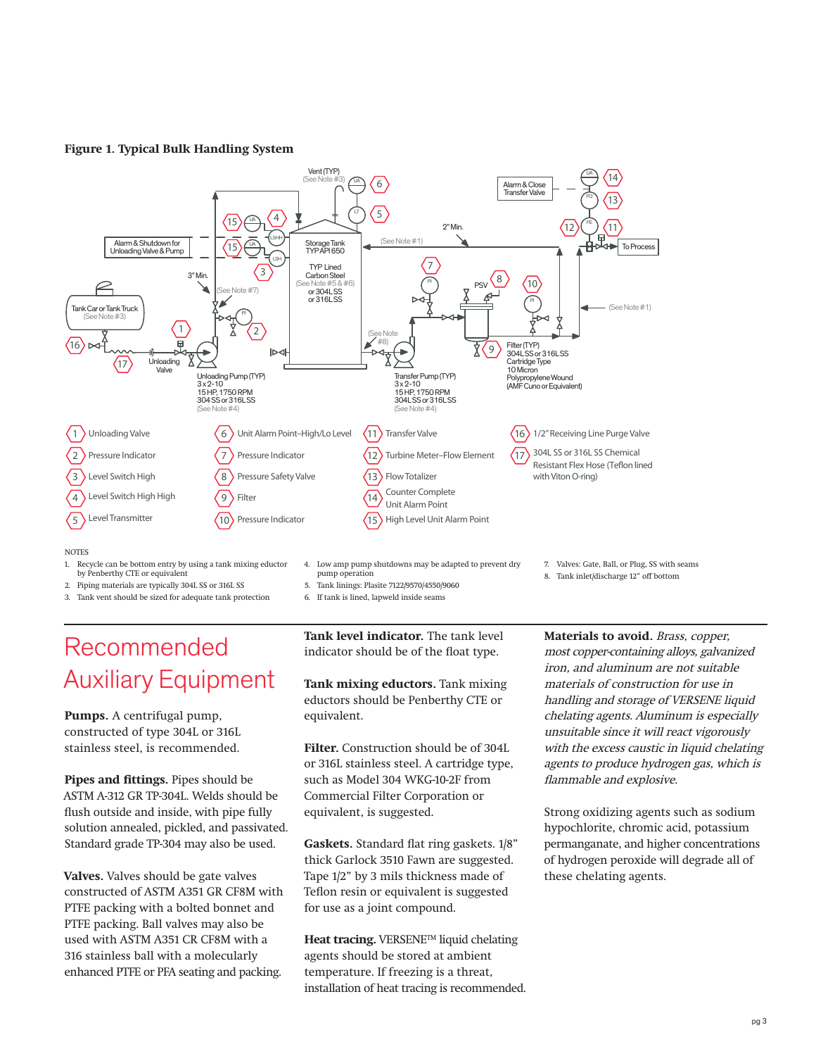**Figure 1. Typical Bulk Handling System**

Vent (TYP)
(See Note #3)
Storage Tank
TYP API 650
TYP Lined
Carbon Steel
(See Note #5 & #6)
or 304L SS
or 316L SS
Alarm & Shutdown for Unloading Valve & Pump
Alarm & Close Transfer Valve
To Process
Tank Car or Tank Truck
(See Note #3)
Unloading Valve
3" Min.
2" Min.
(See Note #1)
(See Note #7)
(See Note #8)
PSV
Unloading Pump (TYP)
3 x 2-10
15 HP, 1750 RPM
304 SS or 316L SS
(See Note #4)
Transfer Pump (TYP)
3 x 2-10
15 HP, 1750 RPM
304L SS or 316L SS
(See Note #4)
Filter (TYP)
304L SS or 316L SS
Cartridge Type
10 Micron
Polypropylene Wound
(AMF Cuno or Equivalent)

1. Unloading Valve
2. Pressure Indicator
3. Level Switch High
4. Level Switch High High
5. Level Transmitter
6. Unit Alarm Point–High/Lo Level
7. Pressure Indicator
8. Pressure Safety Valve
9. Filter
10. Pressure Indicator
11. Transfer Valve
12. Turbine Meter–Flow Element
13. Flow Totalizer
14. Counter Complete Unit Alarm Point
15. High Level Unit Alarm Point
16. 1/2" Receiving Line Purge Valve
17. 304L SS or 316L SS Chemical Resistant Flex Hose (Teflon lined with Viton O-ring)

NOTES

1. Recycle can be bottom entry by using a tank mixing eductor by Penberthy CTE or equivalent
2. Piping materials are typically 304L SS or 316L SS
3. Tank vent should be sized for adequate tank protection
4. Low amp pump shutdowns may be adapted to prevent dry pump operation
5. Tank linings: Plasite 7122/9570/4550/9060
6. If tank is lined, lapweld inside seams
7. Valves: Gate, Ball, or Plug, SS with seams
8. Tank inlet/discharge 12" off bottom

# Recommended Auxiliary Equipment

**Pumps.** A centrifugal pump, constructed of type 304L or 316L stainless steel, is recommended.

**Pipes and fittings.** Pipes should be ASTM A-312 GR TP-304L. Welds should be flush outside and inside, with pipe fully solution annealed, pickled, and passivated. Standard grade TP-304 may also be used.

**Valves.** Valves should be gate valves constructed of ASTM A351 GR CF8M with PTFE packing with a bolted bonnet and PTFE packing. Ball valves may also be used with ASTM A351 CR CF8M with a 316 stainless ball with a molecularly enhanced PTFE or PFA seating and packing.

**Tank level indicator.** The tank level indicator should be of the float type.

**Tank mixing eductors.** Tank mixing eductors should be Penberthy CTE or equivalent.

**Filter.** Construction should be of 304L or 316L stainless steel. A cartridge type, such as Model 304 WKG-10-2F from Commercial Filter Corporation or equivalent, is suggested.

**Gaskets.** Standard flat ring gaskets. 1/8" thick Garlock 3510 Fawn are suggested. Tape 1/2" by 3 mils thickness made of Teflon resin or equivalent is suggested for use as a joint compound.

**Heat tracing.** VERSENE™ liquid chelating agents should be stored at ambient temperature. If freezing is a threat, installation of heat tracing is recommended.

**Materials to avoid.** *Brass, copper, most copper-containing alloys, galvanized iron, and aluminum are not suitable materials of construction for use in handling and storage of VERSENE liquid chelating agents. Aluminum is especially unsuitable since it will react vigorously with the excess caustic in liquid chelating agents to produce hydrogen gas, which is flammable and explosive.*

Strong oxidizing agents such as sodium hypochlorite, chromic acid, potassium permanganate, and higher concentrations of hydrogen peroxide will degrade all of these chelating agents.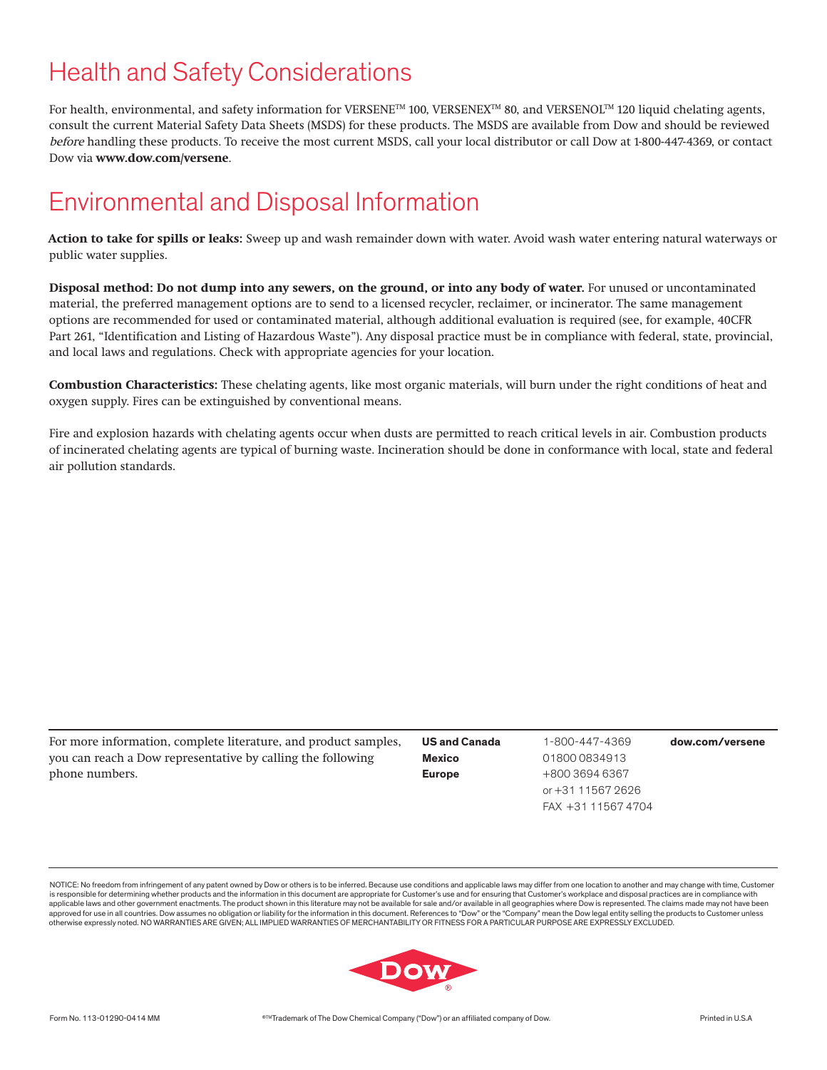# Health and Safety Considerations

For health, environmental, and safety information for VERSENE™ 100, VERSENEX™ 80, and VERSENOL™ 120 liquid chelating agents, consult the current Material Safety Data Sheets (MSDS) for these products. The MSDS are available from Dow and should be reviewed *before* handling these products. To receive the most current MSDS, call your local distributor or call Dow at 1-800-447-4369, or contact Dow via **www.dow.com/versene**.

# Environmental and Disposal Information

**Action to take for spills or leaks:** Sweep up and wash remainder down with water. Avoid wash water entering natural waterways or public water supplies.

**Disposal method: Do not dump into any sewers, on the ground, or into any body of water.** For unused or uncontaminated material, the preferred management options are to send to a licensed recycler, reclaimer, or incinerator. The same management options are recommended for used or contaminated material, although additional evaluation is required (see, for example, 40CFR Part 261, "Identification and Listing of Hazardous Waste"). Any disposal practice must be in compliance with federal, state, provincial, and local laws and regulations. Check with appropriate agencies for your location.

**Combustion Characteristics:** These chelating agents, like most organic materials, will burn under the right conditions of heat and oxygen supply. Fires can be extinguished by conventional means.

Fire and explosion hazards with chelating agents occur when dusts are permitted to reach critical levels in air. Combustion products of incinerated chelating agents are typical of burning waste. Incineration should be done in conformance with local, state and federal air pollution standards.

For more information, complete literature, and product samples, you can reach a Dow representative by calling the following phone numbers.

**US and Canada** 1-800-447-4369
**Mexico** 01800 0834913
**Europe** +800 3694 6367
or +31 11567 2626
FAX +31 11567 4704

**dow.com/versene**

NOTICE: No freedom from infringement of any patent owned by Dow or others is to be inferred. Because use conditions and applicable laws may differ from one location to another and may change with time, Customer is responsible for determining whether products and the information in this document are appropriate for Customer's use and for ensuring that Customer's workplace and disposal practices are in compliance with applicable laws and other government enactments. The product shown in this literature may not be available for sale and/or available in all geographies where Dow is represented. The claims made may not have been approved for use in all countries. Dow assumes no obligation or liability for the information in this document. References to "Dow" or the "Company" mean the Dow legal entity selling the products to Customer unless otherwise expressly noted. NO WARRANTIES ARE GIVEN; ALL IMPLIED WARRANTIES OF MERCHANTABILITY OR FITNESS FOR A PARTICULAR PURPOSE ARE EXPRESSLY EXCLUDED.

Form No. 113-01290-0414 MM

®™Trademark of The Dow Chemical Company ("Dow") or an affiliated company of Dow.

Printed in U.S.A